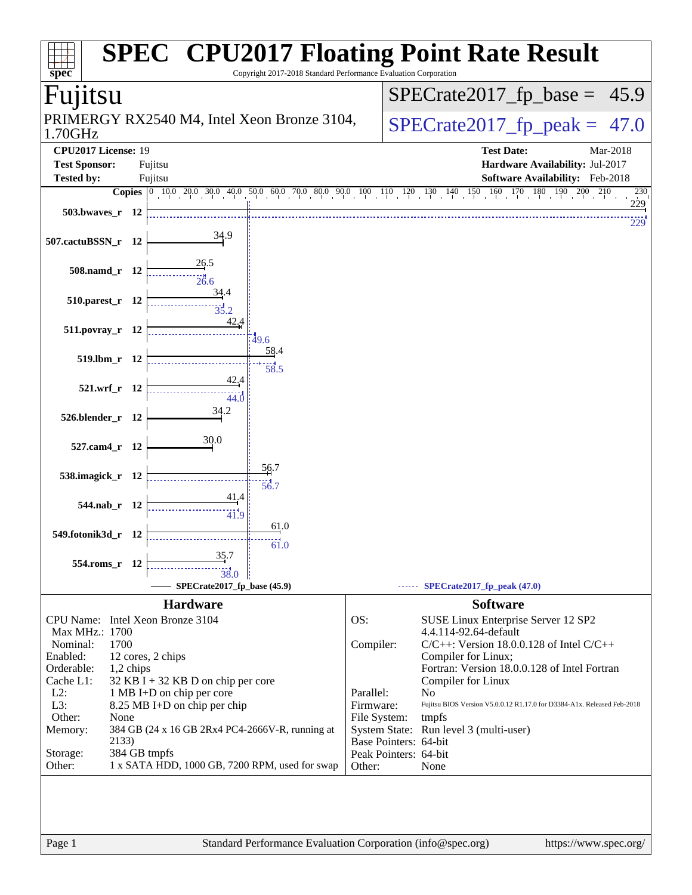# SPEC® CPU2017 Floating Point Rate Result

Copyright 2017-2018 Standard Performance Evaluation Corporation

## Fujitsu

PRIMERGY RX2540 M4, Intel Xeon Bronze 3104, 1.70GHz

**SPECrate2017_fp_base = 45.9**

**SPECrate2017_fp_peak = 47.0**

**CPU2017 License:** 19
**Test Sponsor:** Fujitsu
**Tested by:** Fujitsu

**Test Date:** Mar-2018
**Hardware Availability:** Jul-2017
**Software Availability:** Feb-2018

| Benchmark | Copies | Base | Peak |
|---|---|---|---|
| 503.bwaves_r | 12 | 229 | 229 |
| 507.cactuBSSN_r | 12 | 34.9 | |
| 508.namd_r | 12 | 26.5 | 26.6 |
| 510.parest_r | 12 | 34.4 | 35.2 |
| 511.povray_r | 12 | 42.4 | 49.6 |
| 519.lbm_r | 12 | 58.4 | 58.5 |
| 521.wrf_r | 12 | 42.4 | 44.0 |
| 526.blender_r | 12 | 34.2 | |
| 527.cam4_r | 12 | 30.0 | |
| 538.imagick_r | 12 | 56.7 | 56.7 |
| 544.nab_r | 12 | 41.4 | 41.9 |
| 549.fotonik3d_r | 12 | 61.0 | 61.0 |
| 554.roms_r | 12 | 35.7 | 38.0 |

SPECrate2017_fp_base (45.9) — SPECrate2017_fp_peak (47.0)

## Hardware

| | |
|---|---|
| CPU Name: | Intel Xeon Bronze 3104 |
| Max MHz.: | 1700 |
| Nominal: | 1700 |
| Enabled: | 12 cores, 2 chips |
| Orderable: | 1,2 chips |
| Cache L1: | 32 KB I + 32 KB D on chip per core |
| L2: | 1 MB I+D on chip per core |
| L3: | 8.25 MB I+D on chip per chip |
| Other: | None |
| Memory: | 384 GB (24 x 16 GB 2Rx4 PC4-2666V-R, running at 2133) |
| Storage: | 384 GB tmpfs |
| Other: | 1 x SATA HDD, 1000 GB, 7200 RPM, used for swap |

## Software

| | |
|---|---|
| OS: | SUSE Linux Enterprise Server 12 SP2 4.4.114-92.64-default |
| Compiler: | C/C++: Version 18.0.0.128 of Intel C/C++ Compiler for Linux; Fortran: Version 18.0.0.128 of Intel Fortran Compiler for Linux |
| Parallel: | No |
| Firmware: | Fujitsu BIOS Version V5.0.0.12 R1.17.0 for D3384-A1x. Released Feb-2018 |
| File System: | tmpfs |
| System State: | Run level 3 (multi-user) |
| Base Pointers: | 64-bit |
| Peak Pointers: | 64-bit |
| Other: | None |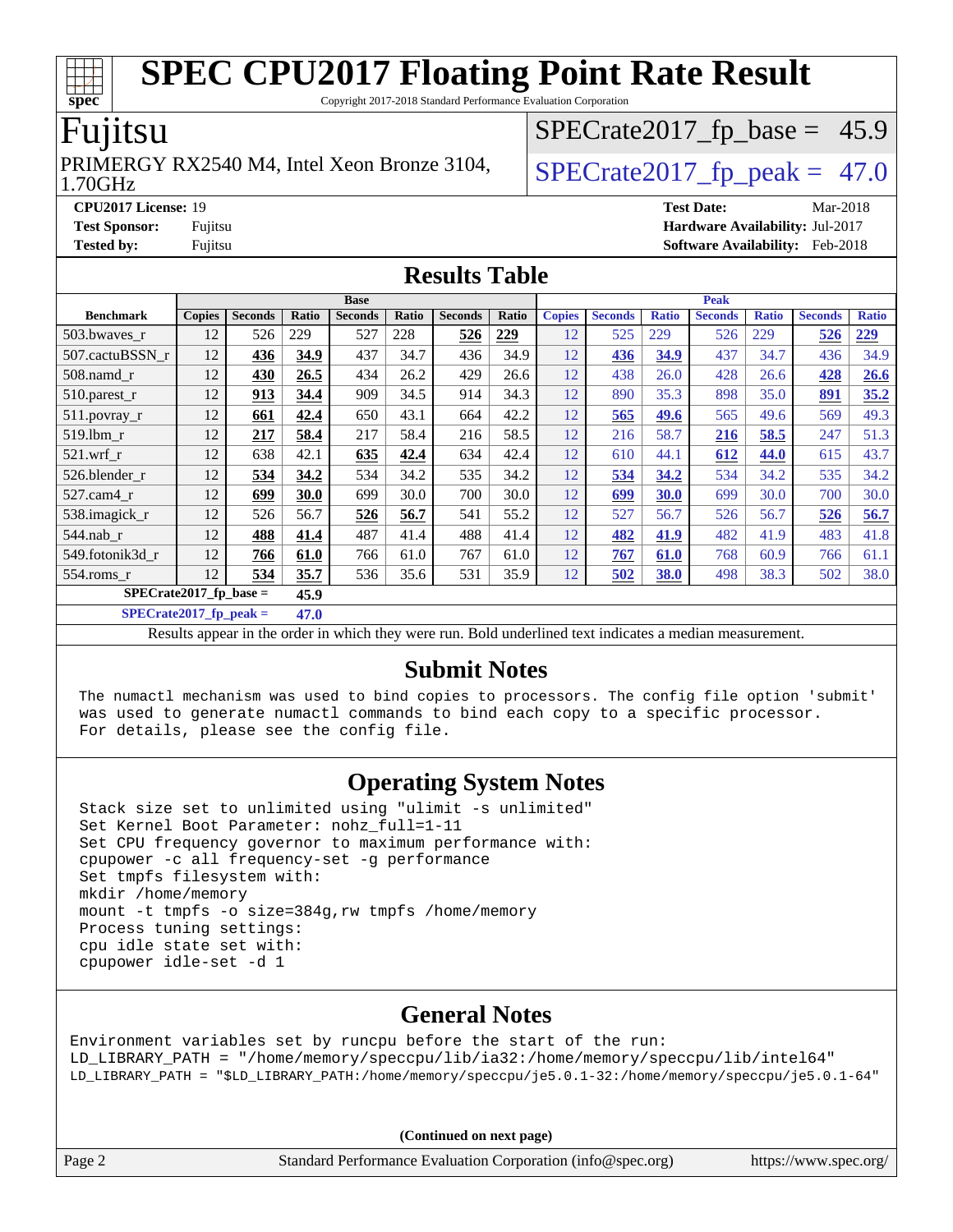# SPEC CPU2017 Floating Point Rate Result

Copyright 2017-2018 Standard Performance Evaluation Corporation

## Fujitsu

PRIMERGY RX2540 M4, Intel Xeon Bronze 3104, 1.70GHz

SPECrate2017_fp_base = 45.9

SPECrate2017_fp_peak = 47.0

**CPU2017 License:** 19
**Test Sponsor:** Fujitsu
**Tested by:** Fujitsu

**Test Date:** Mar-2018
**Hardware Availability:** Jul-2017
**Software Availability:** Feb-2018

## Results Table

| Benchmark | Base | | | | | | | Peak | | | | | | |
|---|---|---|---|---|---|---|---|---|---|---|---|---|---|---|
| | Copies | Seconds | Ratio | Seconds | Ratio | Seconds | Ratio | Copies | Seconds | Ratio | Seconds | Ratio | Seconds | Ratio |
| 503.bwaves_r | 12 | 526 | 229 | 527 | 228 | **526** | **229** | 12 | 525 | 229 | 526 | 229 | **526** | **229** |
| 507.cactuBSSN_r | 12 | **436** | **34.9** | 437 | 34.7 | 436 | 34.9 | 12 | **436** | **34.9** | 437 | 34.7 | 436 | 34.9 |
| 508.namd_r | 12 | **430** | **26.5** | 434 | 26.2 | 429 | 26.6 | 12 | 438 | 26.0 | 428 | 26.6 | **428** | **26.6** |
| 510.parest_r | 12 | **913** | **34.4** | 909 | 34.5 | 914 | 34.3 | 12 | 890 | 35.3 | 898 | 35.0 | **891** | **35.2** |
| 511.povray_r | 12 | **661** | **42.4** | 650 | 43.1 | 664 | 42.2 | 12 | **565** | **49.6** | 565 | 49.6 | 569 | 49.3 |
| 519.lbm_r | 12 | **217** | **58.4** | 217 | 58.4 | 216 | 58.5 | 12 | 216 | 58.7 | **216** | **58.5** | 247 | 51.3 |
| 521.wrf_r | 12 | 638 | 42.1 | **635** | **42.4** | 634 | 42.4 | 12 | 610 | 44.1 | **612** | **44.0** | 615 | 43.7 |
| 526.blender_r | 12 | **534** | **34.2** | 534 | 34.2 | 535 | 34.2 | 12 | **534** | **34.2** | 534 | 34.2 | 535 | 34.2 |
| 527.cam4_r | 12 | **699** | **30.0** | 699 | 30.0 | 700 | 30.0 | 12 | **699** | **30.0** | 699 | 30.0 | 700 | 30.0 |
| 538.imagick_r | 12 | 526 | 56.7 | **526** | **56.7** | 541 | 55.2 | 12 | 527 | 56.7 | 526 | 56.7 | **526** | **56.7** |
| 544.nab_r | 12 | **488** | **41.4** | 487 | 41.4 | 488 | 41.4 | 12 | **482** | **41.9** | 482 | 41.9 | 483 | 41.8 |
| 549.fotonik3d_r | 12 | **766** | **61.0** | 766 | 61.0 | 767 | 61.0 | 12 | **767** | **61.0** | 768 | 60.9 | 766 | 61.1 |
| 554.roms_r | 12 | **534** | **35.7** | 536 | 35.6 | 531 | 35.9 | 12 | **502** | **38.0** | 498 | 38.3 | 502 | 38.0 |

**SPECrate2017_fp_base = 45.9**

**SPECrate2017_fp_peak = 47.0**

Results appear in the order in which they were run. Bold underlined text indicates a median measurement.

## Submit Notes

```
The numactl mechanism was used to bind copies to processors. The config file option 'submit'
was used to generate numactl commands to bind each copy to a specific processor.
For details, please see the config file.
```

## Operating System Notes

```
Stack size set to unlimited using "ulimit -s unlimited"
Set Kernel Boot Parameter: nohz_full=1-11
Set CPU frequency governor to maximum performance with:
cpupower -c all frequency-set -g performance
Set tmpfs filesystem with:
mkdir /home/memory
mount -t tmpfs -o size=384g,rw tmpfs /home/memory
Process tuning settings:
cpu idle state set with:
cpupower idle-set -d 1
```

## General Notes

```
Environment variables set by runcpu before the start of the run:
LD_LIBRARY_PATH = "/home/memory/speccpu/lib/ia32:/home/memory/speccpu/lib/intel64"
LD_LIBRARY_PATH = "$LD_LIBRARY_PATH:/home/memory/speccpu/je5.0.1-32:/home/memory/speccpu/je5.0.1-64"
```

**(Continued on next page)**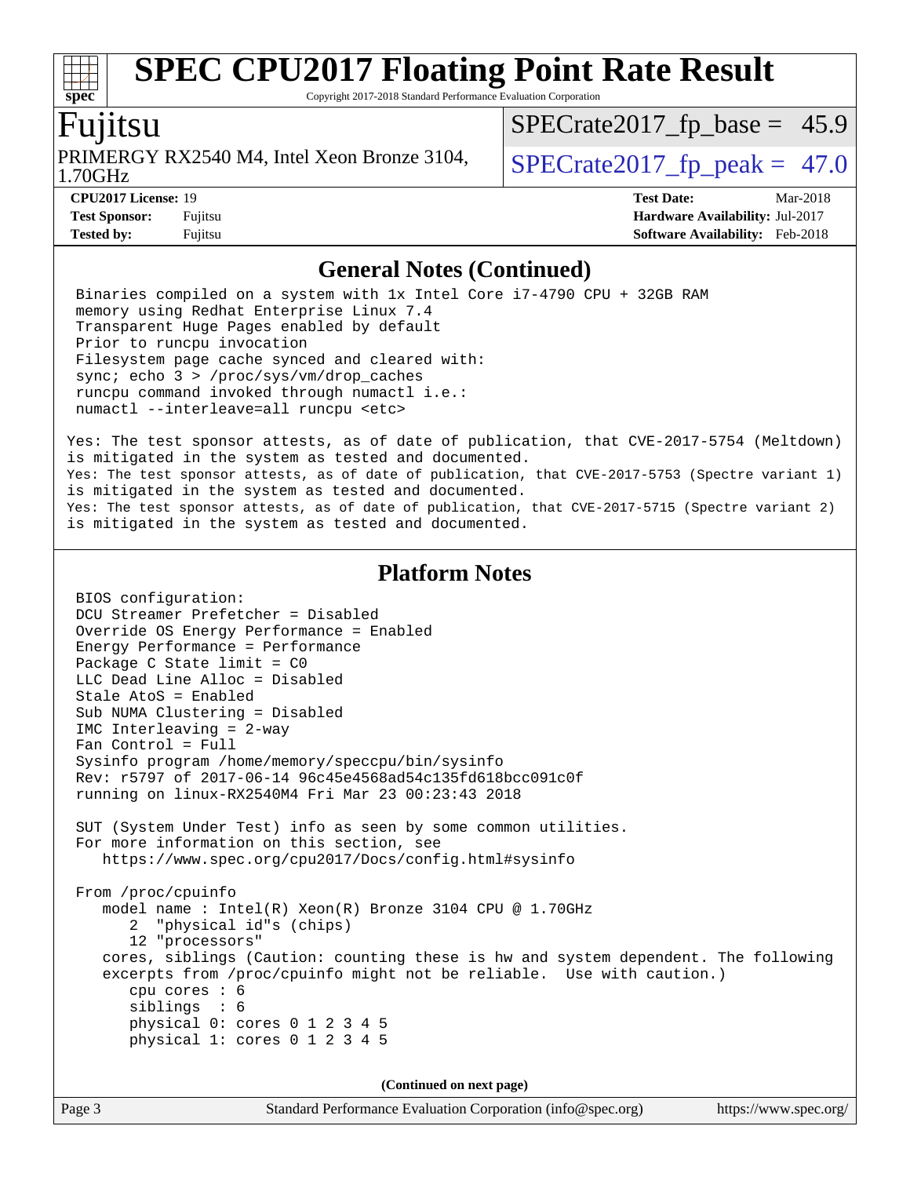# SPEC CPU2017 Floating Point Rate Result

Copyright 2017-2018 Standard Performance Evaluation Corporation

## Fujitsu

PRIMERGY RX2540 M4, Intel Xeon Bronze 3104, 1.70GHz

SPECrate2017_fp_base = 45.9

SPECrate2017_fp_peak = 47.0

**CPU2017 License:** 19
**Test Sponsor:** Fujitsu
**Tested by:** Fujitsu

**Test Date:** Mar-2018
**Hardware Availability:** Jul-2017
**Software Availability:** Feb-2018

## General Notes (Continued)

```
Binaries compiled on a system with 1x Intel Core i7-4790 CPU + 32GB RAM
memory using Redhat Enterprise Linux 7.4
Transparent Huge Pages enabled by default
Prior to runcpu invocation
Filesystem page cache synced and cleared with:
sync; echo 3 > /proc/sys/vm/drop_caches
runcpu command invoked through numactl i.e.:
numactl --interleave=all runcpu <etc>
```

Yes: The test sponsor attests, as of date of publication, that CVE-2017-5754 (Meltdown) is mitigated in the system as tested and documented.
Yes: The test sponsor attests, as of date of publication, that CVE-2017-5753 (Spectre variant 1) is mitigated in the system as tested and documented.
Yes: The test sponsor attests, as of date of publication, that CVE-2017-5715 (Spectre variant 2) is mitigated in the system as tested and documented.

## Platform Notes

```
BIOS configuration:
DCU Streamer Prefetcher = Disabled
Override OS Energy Performance = Enabled
Energy Performance = Performance
Package C State limit = C0
LLC Dead Line Alloc = Disabled
Stale AtoS = Enabled
Sub NUMA Clustering = Disabled
IMC Interleaving = 2-way
Fan Control = Full
Sysinfo program /home/memory/speccpu/bin/sysinfo
Rev: r5797 of 2017-06-14 96c45e4568ad54c135fd618bcc091c0f
running on linux-RX2540M4 Fri Mar 23 00:23:43 2018

SUT (System Under Test) info as seen by some common utilities.
For more information on this section, see
   https://www.spec.org/cpu2017/Docs/config.html#sysinfo

From /proc/cpuinfo
   model name : Intel(R) Xeon(R) Bronze 3104 CPU @ 1.70GHz
      2  "physical id"s (chips)
      12 "processors"
   cores, siblings (Caution: counting these is hw and system dependent. The following
   excerpts from /proc/cpuinfo might not be reliable.  Use with caution.)
      cpu cores : 6
      siblings  : 6
      physical 0: cores 0 1 2 3 4 5
      physical 1: cores 0 1 2 3 4 5
```

(Continued on next page)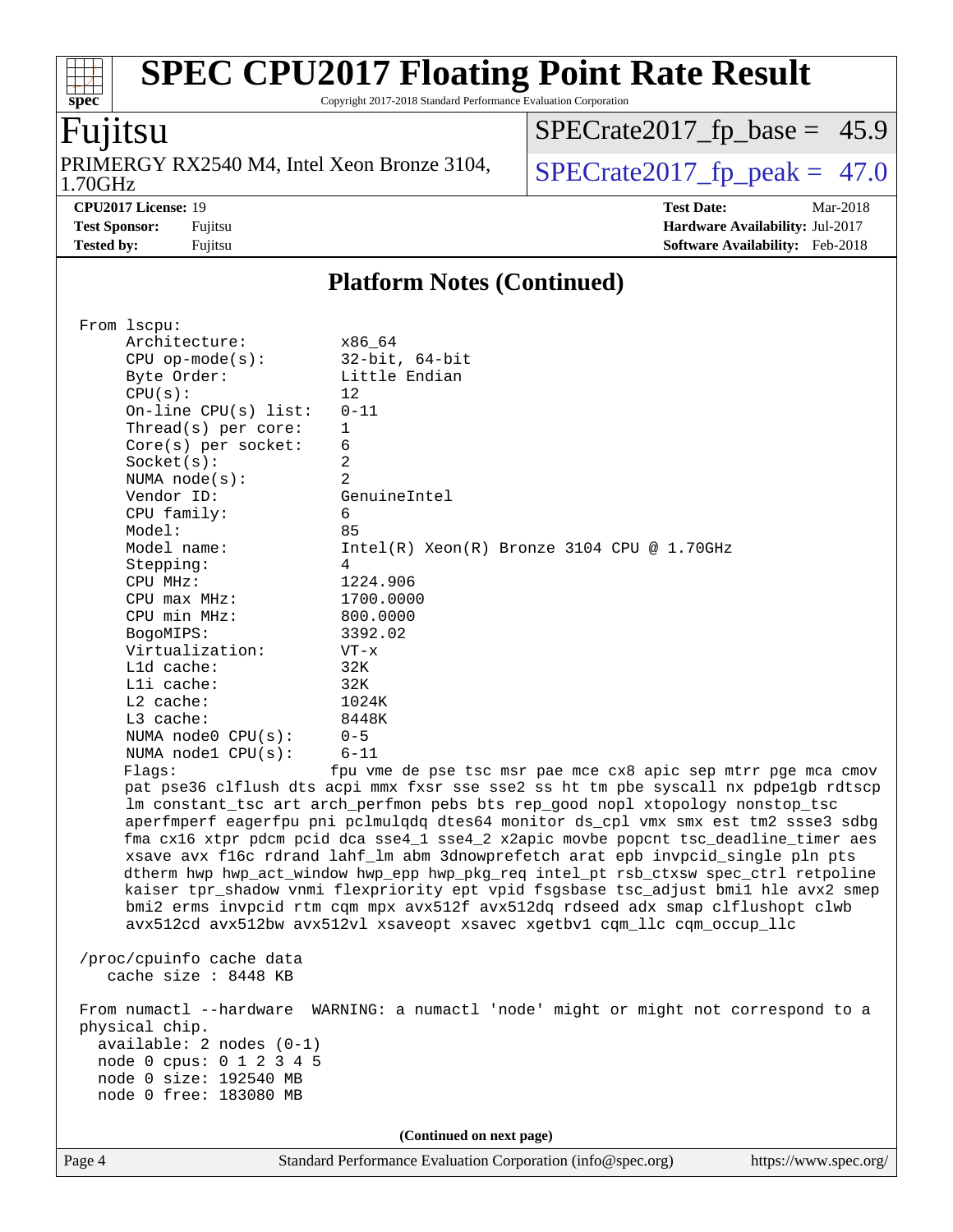# SPEC CPU2017 Floating Point Rate Result

Copyright 2017-2018 Standard Performance Evaluation Corporation

## Fujitsu

PRIMERGY RX2540 M4, Intel Xeon Bronze 3104, 1.70GHz

SPECrate2017_fp_base = 45.9

SPECrate2017_fp_peak = 47.0

**CPU2017 License:** 19
**Test Sponsor:** Fujitsu
**Tested by:** Fujitsu
**Test Date:** Mar-2018
**Hardware Availability:** Jul-2017
**Software Availability:** Feb-2018

### Platform Notes (Continued)

```
From lscpu:
     Architecture:          x86_64
     CPU op-mode(s):        32-bit, 64-bit
     Byte Order:            Little Endian
     CPU(s):                12
     On-line CPU(s) list:   0-11
     Thread(s) per core:    1
     Core(s) per socket:    6
     Socket(s):             2
     NUMA node(s):          2
     Vendor ID:             GenuineIntel
     CPU family:            6
     Model:                 85
     Model name:            Intel(R) Xeon(R) Bronze 3104 CPU @ 1.70GHz
     Stepping:              4
     CPU MHz:               1224.906
     CPU max MHz:           1700.0000
     CPU min MHz:           800.0000
     BogoMIPS:              3392.02
     Virtualization:        VT-x
     L1d cache:             32K
     L1i cache:             32K
     L2 cache:              1024K
     L3 cache:              8448K
     NUMA node0 CPU(s):     0-5
     NUMA node1 CPU(s):     6-11
     Flags:                fpu vme de pse tsc msr pae mce cx8 apic sep mtrr pge mca cmov
     pat pse36 clflush dts acpi mmx fxsr sse sse2 ss ht tm pbe syscall nx pdpe1gb rdtscp
     lm constant_tsc art arch_perfmon pebs bts rep_good nopl xtopology nonstop_tsc
     aperfmperf eagerfpu pni pclmulqdq dtes64 monitor ds_cpl vmx smx est tm2 ssse3 sdbg
     fma cx16 xtpr pdcm pcid dca sse4_1 sse4_2 x2apic movbe popcnt tsc_deadline_timer aes
     xsave avx f16c rdrand lahf_lm abm 3dnowprefetch arat epb invpcid_single pln pts
     dtherm hwp hwp_act_window hwp_epp hwp_pkg_req intel_pt rsb_ctxsw spec_ctrl retpoline
     kaiser tpr_shadow vnmi flexpriority ept vpid fsgsbase tsc_adjust bmi1 hle avx2 smep
     bmi2 erms invpcid rtm cqm mpx avx512f avx512dq rdseed adx smap clflushopt clwb
     avx512cd avx512bw avx512vl xsaveopt xsavec xgetbv1 cqm_llc cqm_occup_llc

 /proc/cpuinfo cache data
    cache size : 8448 KB

 From numactl --hardware  WARNING: a numactl 'node' might or might not correspond to a
 physical chip.
   available: 2 nodes (0-1)
   node 0 cpus: 0 1 2 3 4 5
   node 0 size: 192540 MB
   node 0 free: 183080 MB
```

(Continued on next page)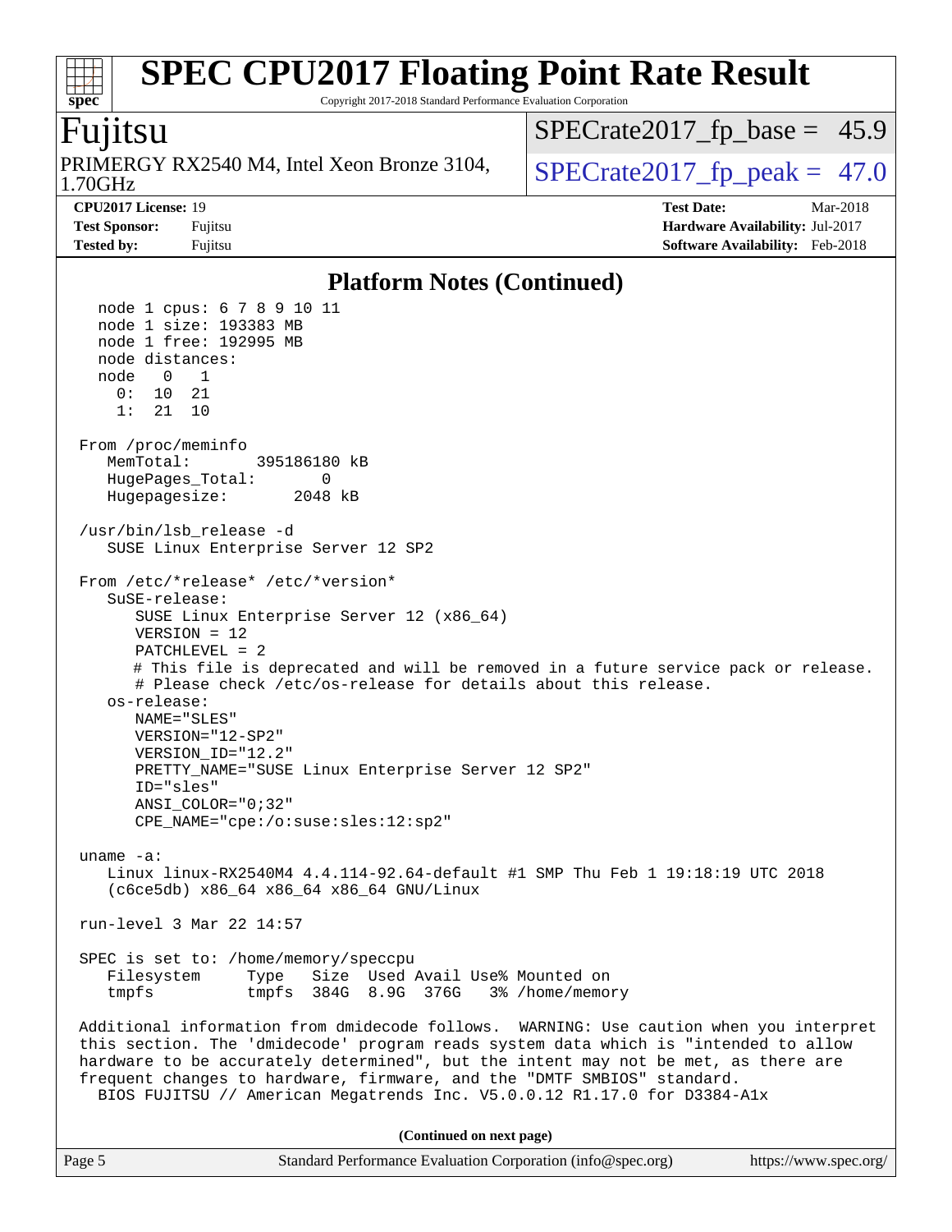## Platform Notes (Continued)

```
  node 1 cpus: 6 7 8 9 10 11
  node 1 size: 193383 MB
  node 1 free: 192995 MB
  node distances:
  node   0   1
    0:  10  21
    1:  21  10

From /proc/meminfo
   MemTotal:       395186180 kB
   HugePages_Total:       0
   Hugepagesize:       2048 kB

/usr/bin/lsb_release -d
   SUSE Linux Enterprise Server 12 SP2

From /etc/*release* /etc/*version*
   SuSE-release:
      SUSE Linux Enterprise Server 12 (x86_64)
      VERSION = 12
      PATCHLEVEL = 2
      # This file is deprecated and will be removed in a future service pack or release.
      # Please check /etc/os-release for details about this release.
   os-release:
      NAME="SLES"
      VERSION="12-SP2"
      VERSION_ID="12.2"
      PRETTY_NAME="SUSE Linux Enterprise Server 12 SP2"
      ID="sles"
      ANSI_COLOR="0;32"
      CPE_NAME="cpe:/o:suse:sles:12:sp2"

uname -a:
   Linux linux-RX2540M4 4.4.114-92.64-default #1 SMP Thu Feb 1 19:18:19 UTC 2018
   (c6ce5db) x86_64 x86_64 x86_64 GNU/Linux

run-level 3 Mar 22 14:57

SPEC is set to: /home/memory/speccpu
   Filesystem     Type   Size  Used Avail Use% Mounted on
   tmpfs          tmpfs  384G  8.9G  376G   3% /home/memory

Additional information from dmidecode follows.  WARNING: Use caution when you interpret
this section. The 'dmidecode' program reads system data which is "intended to allow
hardware to be accurately determined", but the intent may not be met, as there are
frequent changes to hardware, firmware, and the "DMTF SMBIOS" standard.
  BIOS FUJITSU // American Megatrends Inc. V5.0.0.12 R1.17.0 for D3384-A1x
```

(Continued on next page)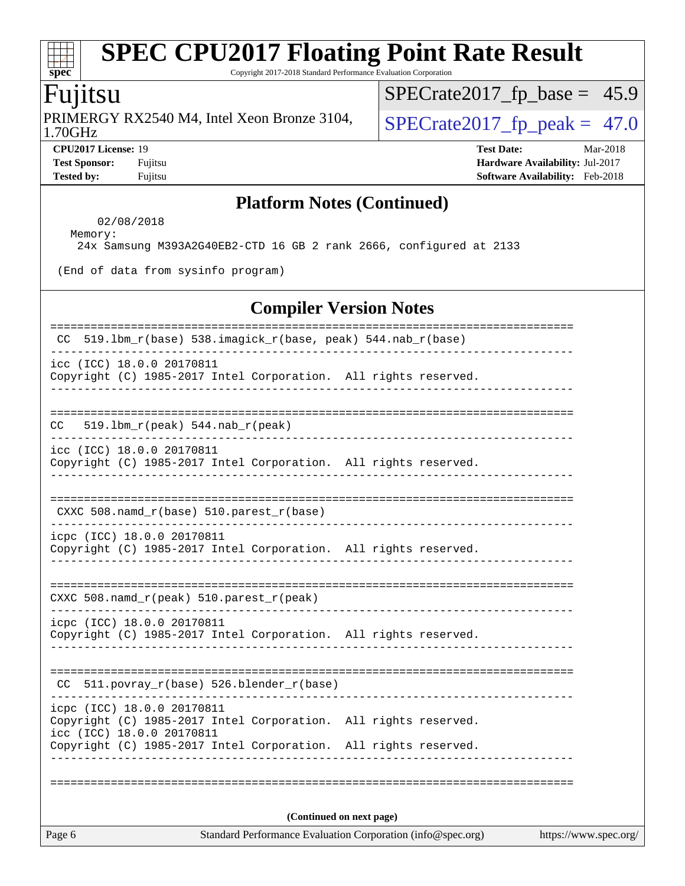## Platform Notes (Continued)

```
      02/08/2018
  Memory:
   24x Samsung M393A2G40EB2-CTD 16 GB 2 rank 2666, configured at 2133

 (End of data from sysinfo program)
```

## Compiler Version Notes

```
==============================================================================
 CC  519.lbm_r(base) 538.imagick_r(base, peak) 544.nab_r(base)
------------------------------------------------------------------------------
icc (ICC) 18.0.0 20170811
Copyright (C) 1985-2017 Intel Corporation.  All rights reserved.
------------------------------------------------------------------------------

==============================================================================
CC   519.lbm_r(peak) 544.nab_r(peak)
------------------------------------------------------------------------------
icc (ICC) 18.0.0 20170811
Copyright (C) 1985-2017 Intel Corporation.  All rights reserved.
------------------------------------------------------------------------------

==============================================================================
 CXXC 508.namd_r(base) 510.parest_r(base)
------------------------------------------------------------------------------
icpc (ICC) 18.0.0 20170811
Copyright (C) 1985-2017 Intel Corporation.  All rights reserved.
------------------------------------------------------------------------------

==============================================================================
CXXC 508.namd_r(peak) 510.parest_r(peak)
------------------------------------------------------------------------------
icpc (ICC) 18.0.0 20170811
Copyright (C) 1985-2017 Intel Corporation.  All rights reserved.
------------------------------------------------------------------------------

==============================================================================
 CC  511.povray_r(base) 526.blender_r(base)
------------------------------------------------------------------------------
icpc (ICC) 18.0.0 20170811
Copyright (C) 1985-2017 Intel Corporation.  All rights reserved.
icc (ICC) 18.0.0 20170811
Copyright (C) 1985-2017 Intel Corporation.  All rights reserved.
------------------------------------------------------------------------------

==============================================================================
```

(Continued on next page)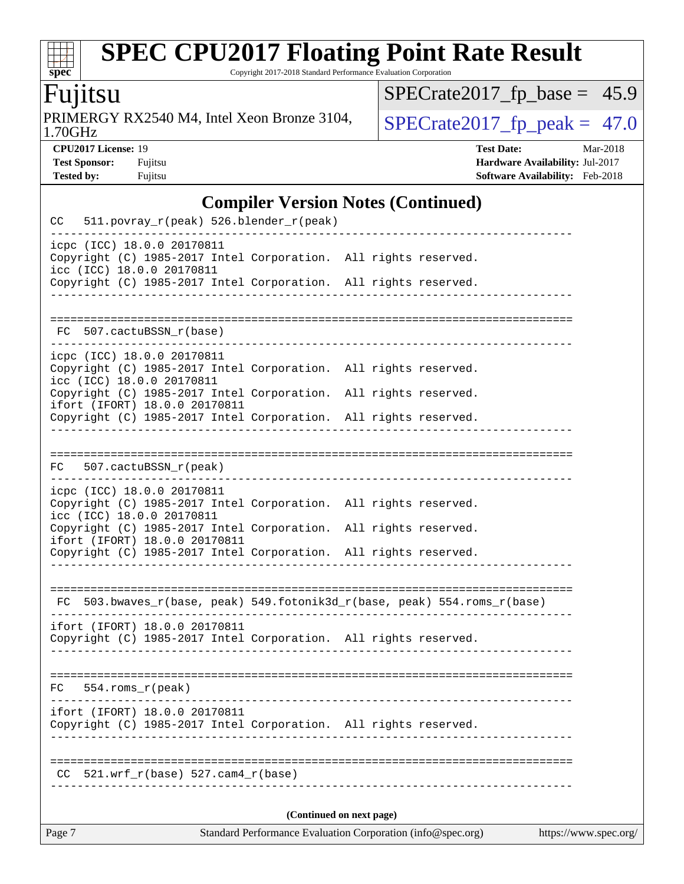## Compiler Version Notes (Continued)

```
CC   511.povray_r(peak) 526.blender_r(peak)
------------------------------------------------------------------------------
icpc (ICC) 18.0.0 20170811
Copyright (C) 1985-2017 Intel Corporation.  All rights reserved.
icc (ICC) 18.0.0 20170811
Copyright (C) 1985-2017 Intel Corporation.  All rights reserved.
------------------------------------------------------------------------------

==============================================================================
 FC  507.cactuBSSN_r(base)
------------------------------------------------------------------------------
icpc (ICC) 18.0.0 20170811
Copyright (C) 1985-2017 Intel Corporation.  All rights reserved.
icc (ICC) 18.0.0 20170811
Copyright (C) 1985-2017 Intel Corporation.  All rights reserved.
ifort (IFORT) 18.0.0 20170811
Copyright (C) 1985-2017 Intel Corporation.  All rights reserved.
------------------------------------------------------------------------------

==============================================================================
FC   507.cactuBSSN_r(peak)
------------------------------------------------------------------------------
icpc (ICC) 18.0.0 20170811
Copyright (C) 1985-2017 Intel Corporation.  All rights reserved.
icc (ICC) 18.0.0 20170811
Copyright (C) 1985-2017 Intel Corporation.  All rights reserved.
ifort (IFORT) 18.0.0 20170811
Copyright (C) 1985-2017 Intel Corporation.  All rights reserved.
------------------------------------------------------------------------------

==============================================================================
 FC  503.bwaves_r(base, peak) 549.fotonik3d_r(base, peak) 554.roms_r(base)
------------------------------------------------------------------------------
ifort (IFORT) 18.0.0 20170811
Copyright (C) 1985-2017 Intel Corporation.  All rights reserved.
------------------------------------------------------------------------------

==============================================================================
FC   554.roms_r(peak)
------------------------------------------------------------------------------
ifort (IFORT) 18.0.0 20170811
Copyright (C) 1985-2017 Intel Corporation.  All rights reserved.
------------------------------------------------------------------------------

==============================================================================
 CC  521.wrf_r(base) 527.cam4_r(base)
------------------------------------------------------------------------------
```

**(Continued on next page)**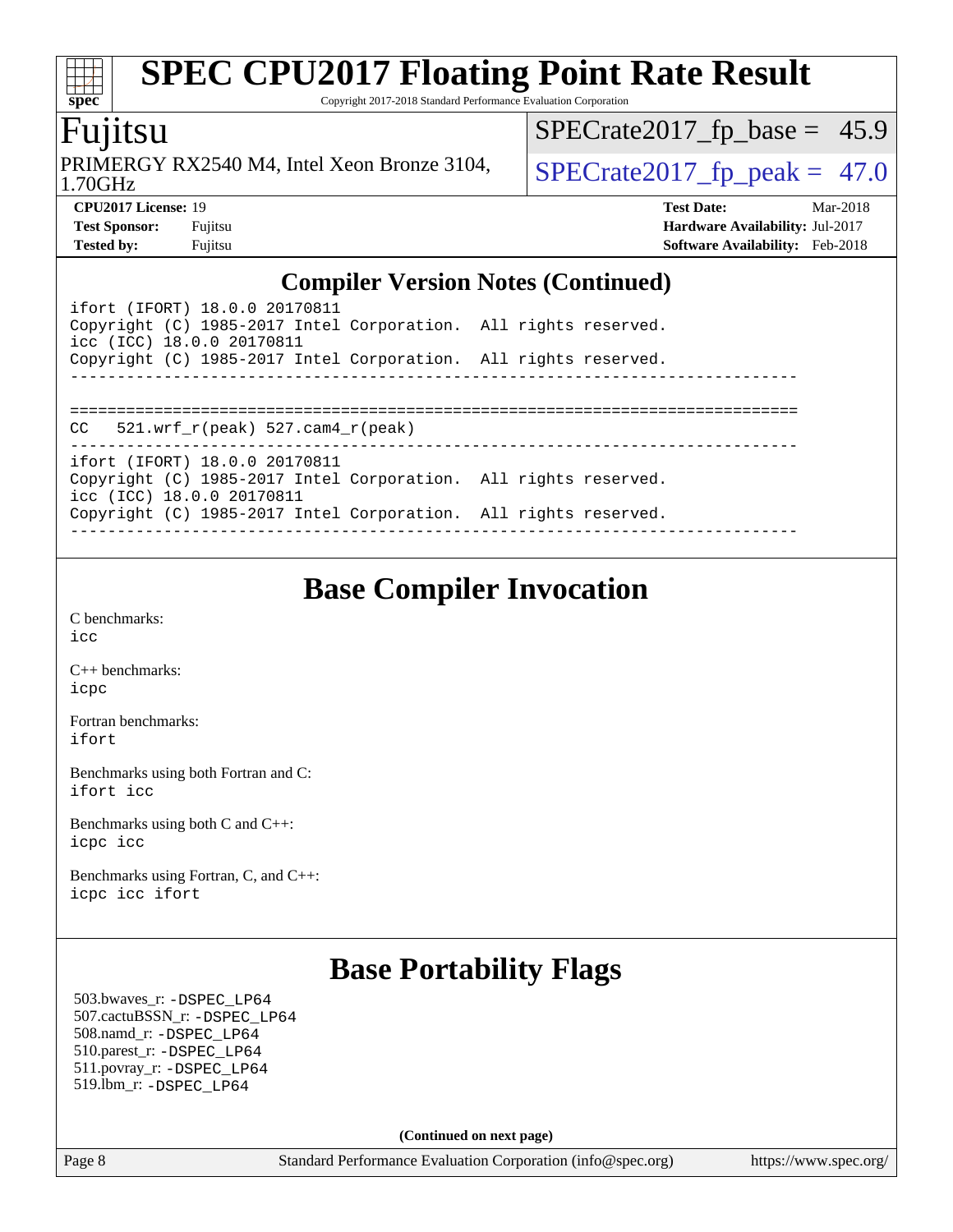## Compiler Version Notes (Continued)

```
ifort (IFORT) 18.0.0 20170811
Copyright (C) 1985-2017 Intel Corporation.  All rights reserved.
icc (ICC) 18.0.0 20170811
Copyright (C) 1985-2017 Intel Corporation.  All rights reserved.
------------------------------------------------------------------------------

==============================================================================
CC   521.wrf_r(peak) 527.cam4_r(peak)
------------------------------------------------------------------------------
ifort (IFORT) 18.0.0 20170811
Copyright (C) 1985-2017 Intel Corporation.  All rights reserved.
icc (ICC) 18.0.0 20170811
Copyright (C) 1985-2017 Intel Corporation.  All rights reserved.
------------------------------------------------------------------------------
```

## Base Compiler Invocation

C benchmarks:
icc

C++ benchmarks:
icpc

Fortran benchmarks:
ifort

Benchmarks using both Fortran and C:
ifort icc

Benchmarks using both C and C++:
icpc icc

Benchmarks using Fortran, C, and C++:
icpc icc ifort

## Base Portability Flags

503.bwaves_r: -DSPEC_LP64
507.cactuBSSN_r: -DSPEC_LP64
508.namd_r: -DSPEC_LP64
510.parest_r: -DSPEC_LP64
511.povray_r: -DSPEC_LP64
519.lbm_r: -DSPEC_LP64

**(Continued on next page)**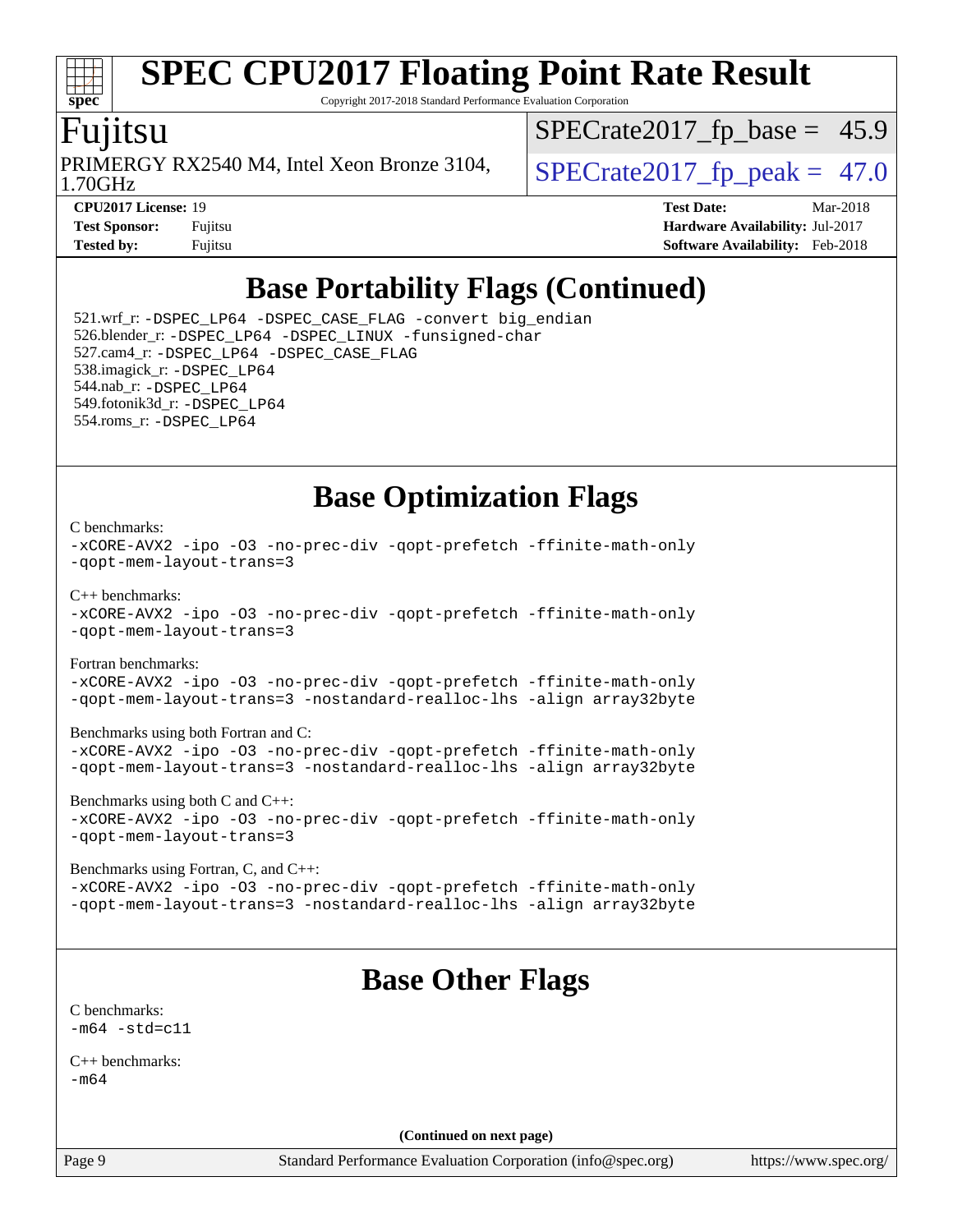# Base Portability Flags (Continued)

521.wrf_r: -DSPEC_LP64 -DSPEC_CASE_FLAG -convert big_endian
526.blender_r: -DSPEC_LP64 -DSPEC_LINUX -funsigned-char
527.cam4_r: -DSPEC_LP64 -DSPEC_CASE_FLAG
538.imagick_r: -DSPEC_LP64
544.nab_r: -DSPEC_LP64
549.fotonik3d_r: -DSPEC_LP64
554.roms_r: -DSPEC_LP64

# Base Optimization Flags

C benchmarks:
-xCORE-AVX2 -ipo -O3 -no-prec-div -qopt-prefetch -ffinite-math-only
-qopt-mem-layout-trans=3

C++ benchmarks:
-xCORE-AVX2 -ipo -O3 -no-prec-div -qopt-prefetch -ffinite-math-only
-qopt-mem-layout-trans=3

Fortran benchmarks:
-xCORE-AVX2 -ipo -O3 -no-prec-div -qopt-prefetch -ffinite-math-only
-qopt-mem-layout-trans=3 -nostandard-realloc-lhs -align array32byte

Benchmarks using both Fortran and C:
-xCORE-AVX2 -ipo -O3 -no-prec-div -qopt-prefetch -ffinite-math-only
-qopt-mem-layout-trans=3 -nostandard-realloc-lhs -align array32byte

Benchmarks using both C and C++:
-xCORE-AVX2 -ipo -O3 -no-prec-div -qopt-prefetch -ffinite-math-only
-qopt-mem-layout-trans=3

Benchmarks using Fortran, C, and C++:
-xCORE-AVX2 -ipo -O3 -no-prec-div -qopt-prefetch -ffinite-math-only
-qopt-mem-layout-trans=3 -nostandard-realloc-lhs -align array32byte

# Base Other Flags

C benchmarks:
-m64 -std=c11

C++ benchmarks:
-m64

**(Continued on next page)**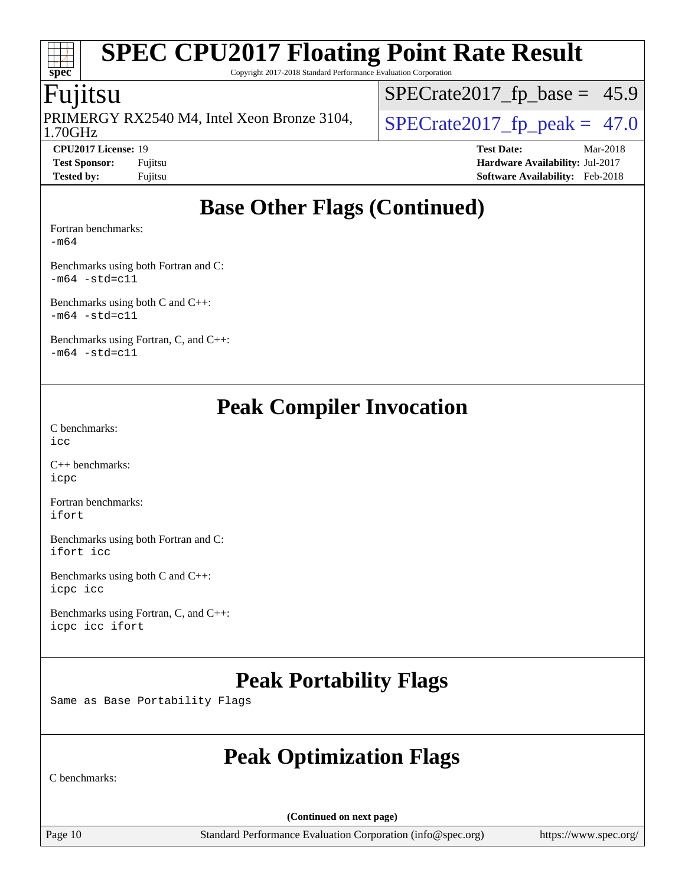## Base Other Flags (Continued)

Fortran benchmarks:
-m64

Benchmarks using both Fortran and C:
-m64 -std=c11

Benchmarks using both C and C++:
-m64 -std=c11

Benchmarks using Fortran, C, and C++:
-m64 -std=c11

## Peak Compiler Invocation

C benchmarks:
icc

C++ benchmarks:
icpc

Fortran benchmarks:
ifort

Benchmarks using both Fortran and C:
ifort icc

Benchmarks using both C and C++:
icpc icc

Benchmarks using Fortran, C, and C++:
icpc icc ifort

## Peak Portability Flags

Same as Base Portability Flags

## Peak Optimization Flags

C benchmarks:

(Continued on next page)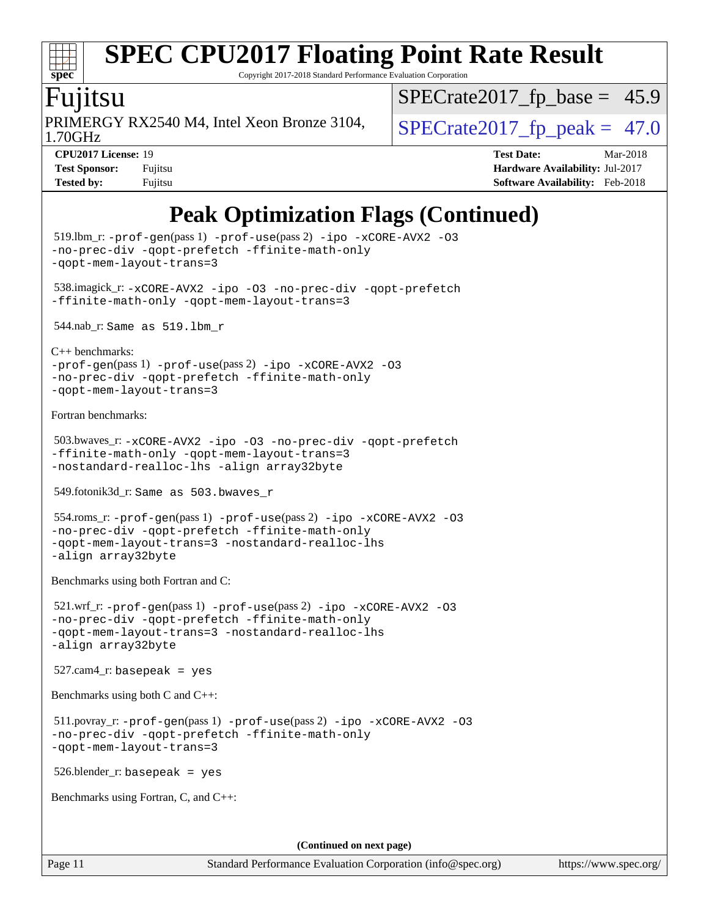# SPEC CPU2017 Floating Point Rate Result

Copyright 2017-2018 Standard Performance Evaluation Corporation

**Fujitsu**

PRIMERGY RX2540 M4, Intel Xeon Bronze 3104, 1.70GHz

SPECrate2017_fp_base = 45.9

SPECrate2017_fp_peak = 47.0

| | | | |
|---|---|---|---|
| **CPU2017 License:** | 19 | **Test Date:** | Mar-2018 |
| **Test Sponsor:** | Fujitsu | **Hardware Availability:** | Jul-2017 |
| **Tested by:** | Fujitsu | **Software Availability:** | Feb-2018 |

## Peak Optimization Flags (Continued)

519.lbm_r: `-prof-gen`(pass 1) `-prof-use`(pass 2) `-ipo -xCORE-AVX2 -O3 -no-prec-div -qopt-prefetch -ffinite-math-only -qopt-mem-layout-trans=3`

538.imagick_r: `-xCORE-AVX2 -ipo -O3 -no-prec-div -qopt-prefetch -ffinite-math-only -qopt-mem-layout-trans=3`

544.nab_r: `Same as 519.lbm_r`

C++ benchmarks:

`-prof-gen`(pass 1) `-prof-use`(pass 2) `-ipo -xCORE-AVX2 -O3 -no-prec-div -qopt-prefetch -ffinite-math-only -qopt-mem-layout-trans=3`

Fortran benchmarks:

503.bwaves_r: `-xCORE-AVX2 -ipo -O3 -no-prec-div -qopt-prefetch -ffinite-math-only -qopt-mem-layout-trans=3 -nostandard-realloc-lhs -align array32byte`

549.fotonik3d_r: `Same as 503.bwaves_r`

554.roms_r: `-prof-gen`(pass 1) `-prof-use`(pass 2) `-ipo -xCORE-AVX2 -O3 -no-prec-div -qopt-prefetch -ffinite-math-only -qopt-mem-layout-trans=3 -nostandard-realloc-lhs -align array32byte`

Benchmarks using both Fortran and C:

521.wrf_r: `-prof-gen`(pass 1) `-prof-use`(pass 2) `-ipo -xCORE-AVX2 -O3 -no-prec-div -qopt-prefetch -ffinite-math-only -qopt-mem-layout-trans=3 -nostandard-realloc-lhs -align array32byte`

527.cam4_r: `basepeak = yes`

Benchmarks using both C and C++:

511.povray_r: `-prof-gen`(pass 1) `-prof-use`(pass 2) `-ipo -xCORE-AVX2 -O3 -no-prec-div -qopt-prefetch -ffinite-math-only -qopt-mem-layout-trans=3`

526.blender_r: `basepeak = yes`

Benchmarks using Fortran, C, and C++:

**(Continued on next page)**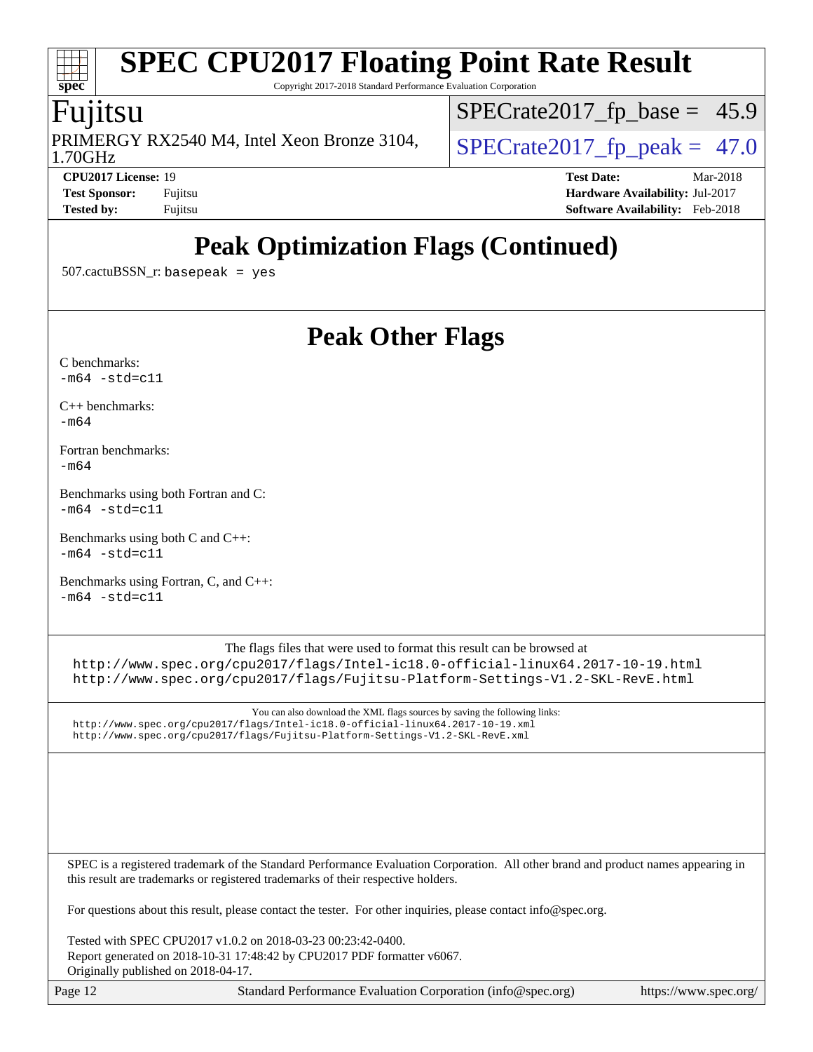# Peak Optimization Flags (Continued)

507.cactuBSSN_r: `basepeak = yes`

# Peak Other Flags

C benchmarks:
`-m64 -std=c11`

C++ benchmarks:
`-m64`

Fortran benchmarks:
`-m64`

Benchmarks using both Fortran and C:
`-m64 -std=c11`

Benchmarks using both C and C++:
`-m64 -std=c11`

Benchmarks using Fortran, C, and C++:
`-m64 -std=c11`

The flags files that were used to format this result can be browsed at
http://www.spec.org/cpu2017/flags/Intel-ic18.0-official-linux64.2017-10-19.html
http://www.spec.org/cpu2017/flags/Fujitsu-Platform-Settings-V1.2-SKL-RevE.html

You can also download the XML flags sources by saving the following links:
http://www.spec.org/cpu2017/flags/Intel-ic18.0-official-linux64.2017-10-19.xml
http://www.spec.org/cpu2017/flags/Fujitsu-Platform-Settings-V1.2-SKL-RevE.xml

SPEC is a registered trademark of the Standard Performance Evaluation Corporation. All other brand and product names appearing in this result are trademarks or registered trademarks of their respective holders.

For questions about this result, please contact the tester. For other inquiries, please contact info@spec.org.

Tested with SPEC CPU2017 v1.0.2 on 2018-03-23 00:23:42-0400.
Report generated on 2018-10-31 17:48:42 by CPU2017 PDF formatter v6067.
Originally published on 2018-04-17.